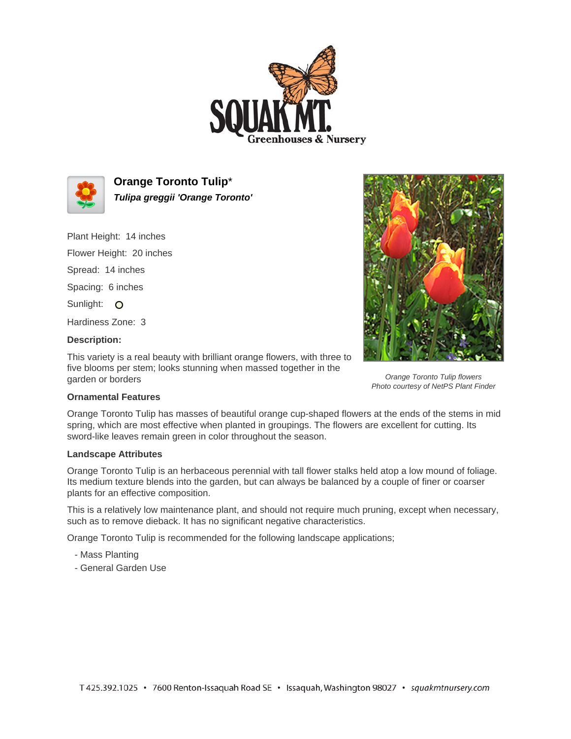# Orange Toronto Tulip*

***Tulipa greggii 'Orange Toronto'***

Plant Height: 14 inches

Flower Height: 20 inches

Spread: 14 inches

Spacing: 6 inches

Sunlight: 

Hardiness Zone: 3

**Description:**

This variety is a real beauty with brilliant orange flowers, with three to five blooms per stem; looks stunning when massed together in the garden or borders

*Orange Toronto Tulip flowers*
*Photo courtesy of NetPS Plant Finder*

### Ornamental Features

Orange Toronto Tulip has masses of beautiful orange cup-shaped flowers at the ends of the stems in mid spring, which are most effective when planted in groupings. The flowers are excellent for cutting. Its sword-like leaves remain green in color throughout the season.

### Landscape Attributes

Orange Toronto Tulip is an herbaceous perennial with tall flower stalks held atop a low mound of foliage. Its medium texture blends into the garden, but can always be balanced by a couple of finer or coarser plants for an effective composition.

This is a relatively low maintenance plant, and should not require much pruning, except when necessary, such as to remove dieback. It has no significant negative characteristics.

Orange Toronto Tulip is recommended for the following landscape applications;

- Mass Planting
- General Garden Use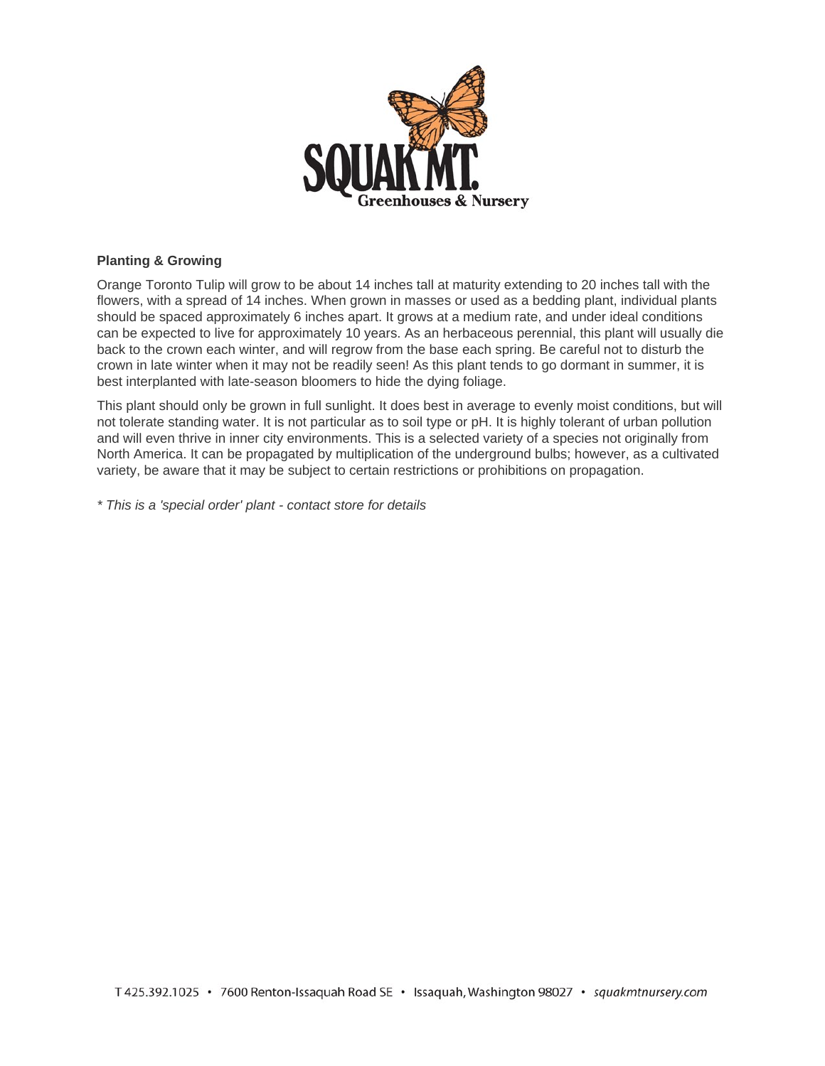**Planting & Growing**

Orange Toronto Tulip will grow to be about 14 inches tall at maturity extending to 20 inches tall with the flowers, with a spread of 14 inches. When grown in masses or used as a bedding plant, individual plants should be spaced approximately 6 inches apart. It grows at a medium rate, and under ideal conditions can be expected to live for approximately 10 years. As an herbaceous perennial, this plant will usually die back to the crown each winter, and will regrow from the base each spring. Be careful not to disturb the crown in late winter when it may not be readily seen! As this plant tends to go dormant in summer, it is best interplanted with late-season bloomers to hide the dying foliage.

This plant should only be grown in full sunlight. It does best in average to evenly moist conditions, but will not tolerate standing water. It is not particular as to soil type or pH. It is highly tolerant of urban pollution and will even thrive in inner city environments. This is a selected variety of a species not originally from North America. It can be propagated by multiplication of the underground bulbs; however, as a cultivated variety, be aware that it may be subject to certain restrictions or prohibitions on propagation.

*\* This is a 'special order' plant - contact store for details*